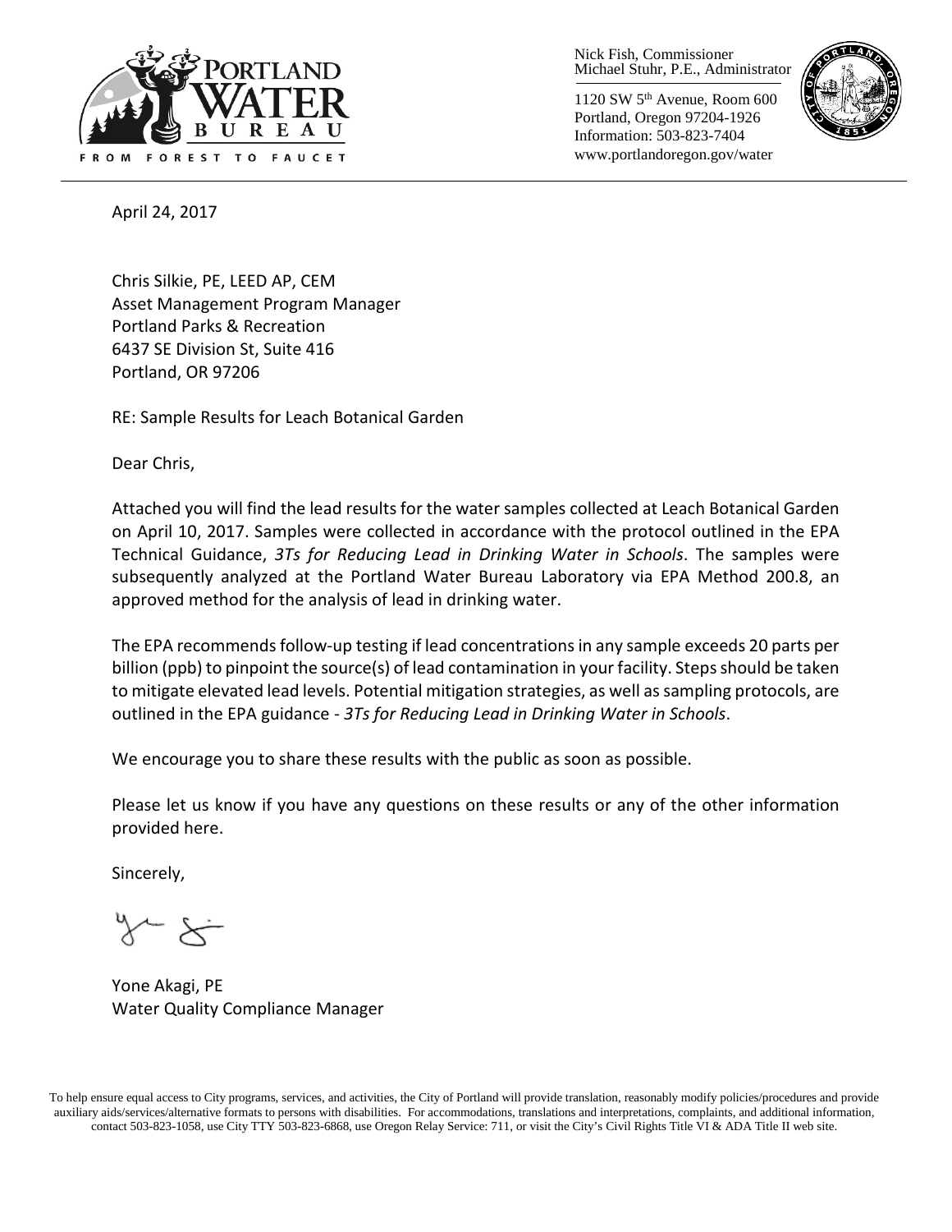PORTLAND WATER BUREAU

FROM FOREST TO FAUCET

Nick Fish, Commissioner
Michael Stuhr, P.E., Administrator

1120 SW 5th Avenue, Room 600
Portland, Oregon 97204-1926
Information: 503-823-7404
www.portlandoregon.gov/water

April 24, 2017

Chris Silkie, PE, LEED AP, CEM
Asset Management Program Manager
Portland Parks & Recreation
6437 SE Division St, Suite 416
Portland, OR 97206

RE: Sample Results for Leach Botanical Garden

Dear Chris,

Attached you will find the lead results for the water samples collected at Leach Botanical Garden on April 10, 2017. Samples were collected in accordance with the protocol outlined in the EPA Technical Guidance, *3Ts for Reducing Lead in Drinking Water in Schools*. The samples were subsequently analyzed at the Portland Water Bureau Laboratory via EPA Method 200.8, an approved method for the analysis of lead in drinking water.

The EPA recommends follow-up testing if lead concentrations in any sample exceeds 20 parts per billion (ppb) to pinpoint the source(s) of lead contamination in your facility. Steps should be taken to mitigate elevated lead levels. Potential mitigation strategies, as well as sampling protocols, are outlined in the EPA guidance - *3Ts for Reducing Lead in Drinking Water in Schools*.

We encourage you to share these results with the public as soon as possible.

Please let us know if you have any questions on these results or any of the other information provided here.

Sincerely,

Yone Akagi, PE
Water Quality Compliance Manager

To help ensure equal access to City programs, services, and activities, the City of Portland will provide translation, reasonably modify policies/procedures and provide auxiliary aids/services/alternative formats to persons with disabilities. For accommodations, translations and interpretations, complaints, and additional information, contact 503-823-1058, use City TTY 503-823-6868, use Oregon Relay Service: 711, or visit the City's Civil Rights Title VI & ADA Title II web site.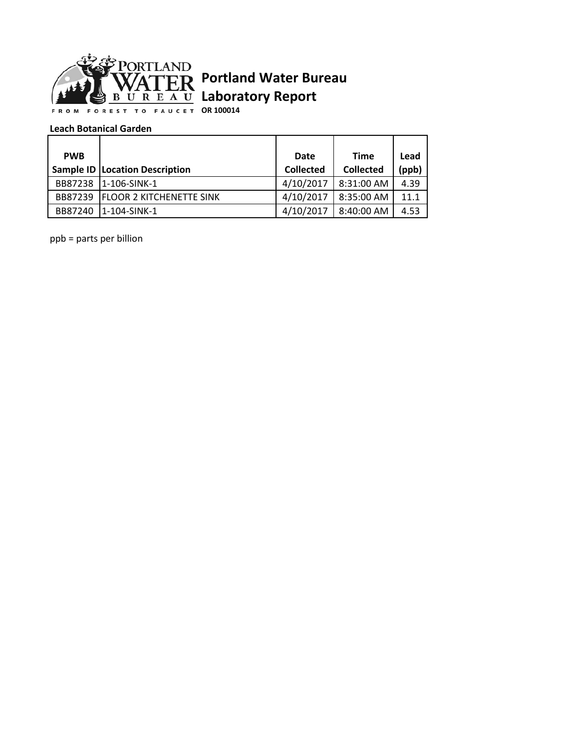PORTLAND WATER BUREAU

FROM FOREST TO FAUCET

# Portland Water Bureau Laboratory Report

**OR 100014**

**Leach Botanical Garden**

| PWB Sample ID | Location Description | Date Collected | Time Collected | Lead (ppb) |
|---|---|---|---|---|
| BB87238 | 1-106-SINK-1 | 4/10/2017 | 8:31:00 AM | 4.39 |
| BB87239 | FLOOR 2 KITCHENETTE SINK | 4/10/2017 | 8:35:00 AM | 11.1 |
| BB87240 | 1-104-SINK-1 | 4/10/2017 | 8:40:00 AM | 4.53 |

ppb = parts per billion